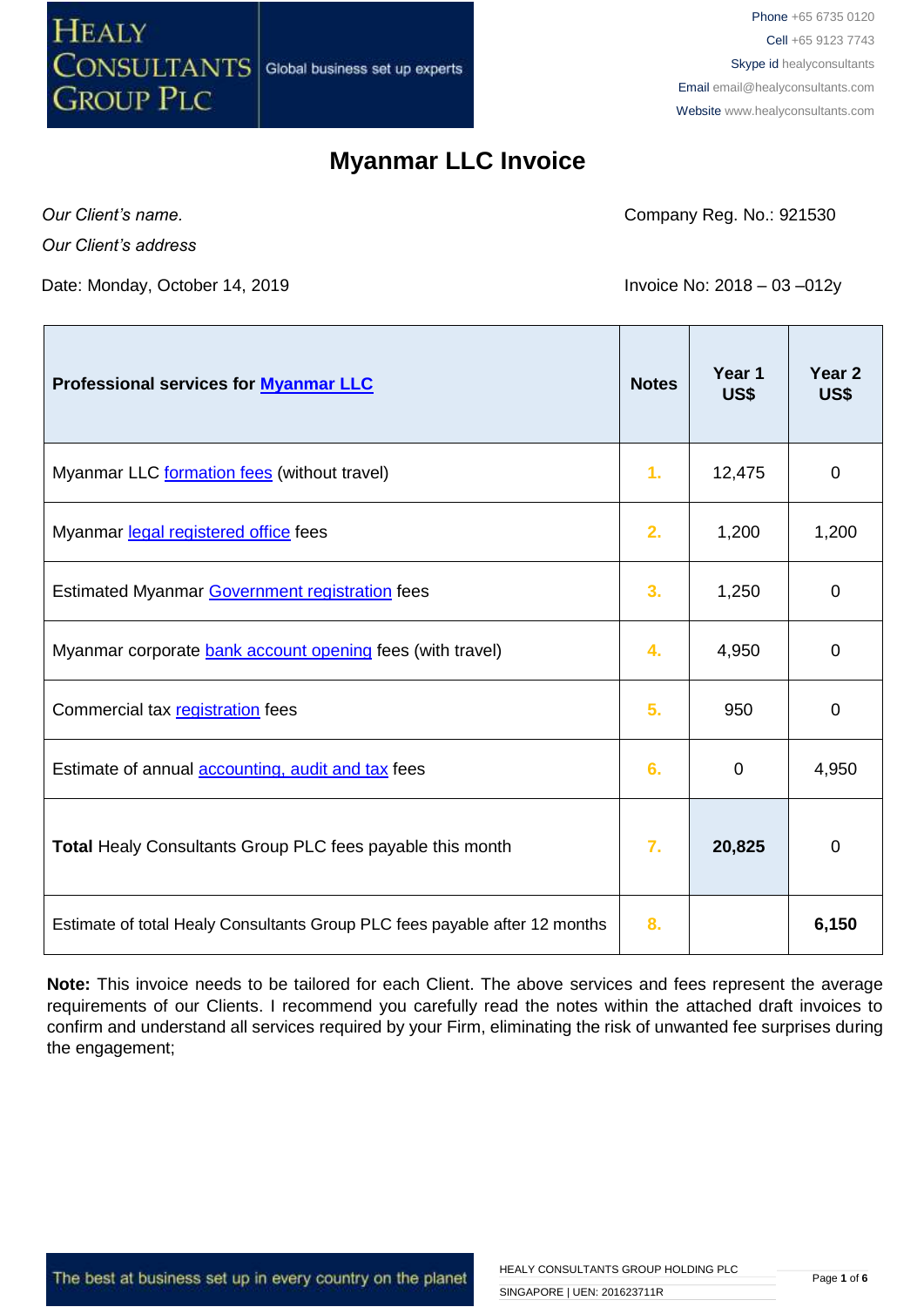HEALY CONSULTANTS GROUP PLC — Global business set up experts

Phone +65 6735 0120
Cell +65 9123 7743
Skype id healyconsultants
Email email@healyconsultants.com
Website www.healyconsultants.com

# Myanmar LLC Invoice

*Our Client's name.*
*Our Client's address*

Company Reg. No.: 921530

Date: Monday, October 14, 2019

Invoice No: 2018 – 03 –012y

| Professional services for Myanmar LLC | Notes | Year 1 US$ | Year 2 US$ |
|---|---|---|---|
| Myanmar LLC formation fees (without travel) | 1. | 12,475 | 0 |
| Myanmar legal registered office fees | 2. | 1,200 | 1,200 |
| Estimated Myanmar Government registration fees | 3. | 1,250 | 0 |
| Myanmar corporate bank account opening fees (with travel) | 4. | 4,950 | 0 |
| Commercial tax registration fees | 5. | 950 | 0 |
| Estimate of annual accounting, audit and tax fees | 6. | 0 | 4,950 |
| **Total** Healy Consultants Group PLC fees payable this month | 7. | **20,825** | 0 |
| Estimate of total Healy Consultants Group PLC fees payable after 12 months | 8. | | **6,150** |

**Note:** This invoice needs to be tailored for each Client. The above services and fees represent the average requirements of our Clients. I recommend you carefully read the notes within the attached draft invoices to confirm and understand all services required by your Firm, eliminating the risk of unwanted fee surprises during the engagement;

The best at business set up in every country on the planet

HEALY CONSULTANTS GROUP HOLDING PLC
SINGAPORE | UEN: 201623711R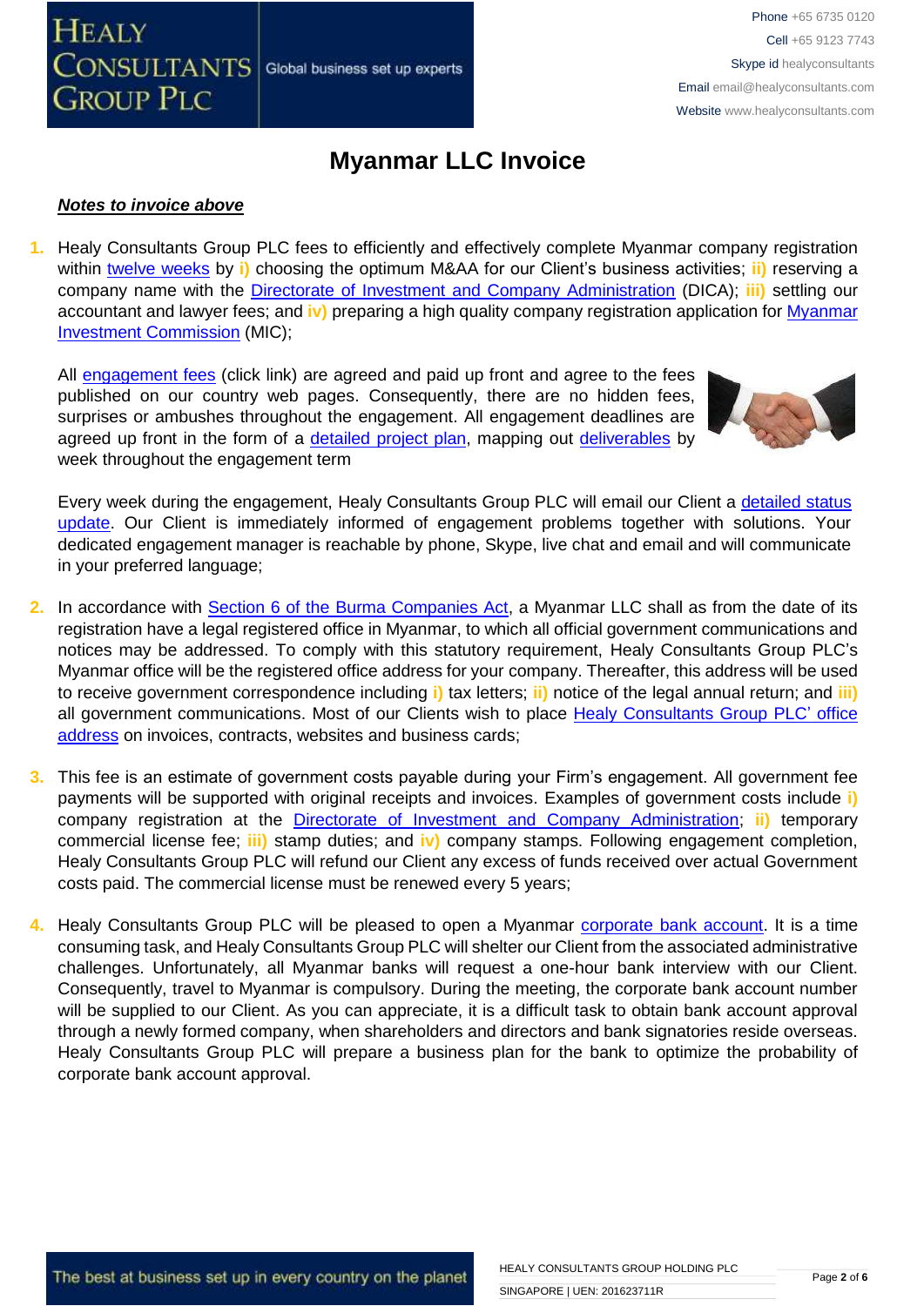# Myanmar LLC Invoice

***Notes to invoice above***

1. Healy Consultants Group PLC fees to efficiently and effectively complete Myanmar company registration within twelve weeks by **i)** choosing the optimum M&AA for our Client's business activities; **ii)** reserving a company name with the Directorate of Investment and Company Administration (DICA); **iii)** settling our accountant and lawyer fees; and **iv)** preparing a high quality company registration application for Myanmar Investment Commission (MIC);

   All engagement fees (click link) are agreed and paid up front and agree to the fees published on our country web pages. Consequently, there are no hidden fees, surprises or ambushes throughout the engagement. All engagement deadlines are agreed up front in the form of a detailed project plan, mapping out deliverables by week throughout the engagement term

   Every week during the engagement, Healy Consultants Group PLC will email our Client a detailed status update. Our Client is immediately informed of engagement problems together with solutions. Your dedicated engagement manager is reachable by phone, Skype, live chat and email and will communicate in your preferred language;

2. In accordance with Section 6 of the Burma Companies Act, a Myanmar LLC shall as from the date of its registration have a legal registered office in Myanmar, to which all official government communications and notices may be addressed. To comply with this statutory requirement, Healy Consultants Group PLC's Myanmar office will be the registered office address for your company. Thereafter, this address will be used to receive government correspondence including **i)** tax letters; **ii)** notice of the legal annual return; and **iii)** all government communications. Most of our Clients wish to place Healy Consultants Group PLC' office address on invoices, contracts, websites and business cards;

3. This fee is an estimate of government costs payable during your Firm's engagement. All government fee payments will be supported with original receipts and invoices. Examples of government costs include **i)** company registration at the Directorate of Investment and Company Administration; **ii)** temporary commercial license fee; **iii)** stamp duties; and **iv)** company stamps. Following engagement completion, Healy Consultants Group PLC will refund our Client any excess of funds received over actual Government costs paid. The commercial license must be renewed every 5 years;

4. Healy Consultants Group PLC will be pleased to open a Myanmar corporate bank account. It is a time consuming task, and Healy Consultants Group PLC will shelter our Client from the associated administrative challenges. Unfortunately, all Myanmar banks will request a one-hour bank interview with our Client. Consequently, travel to Myanmar is compulsory. During the meeting, the corporate bank account number will be supplied to our Client. As you can appreciate, it is a difficult task to obtain bank account approval through a newly formed company, when shareholders and directors and bank signatories reside overseas. Healy Consultants Group PLC will prepare a business plan for the bank to optimize the probability of corporate bank account approval.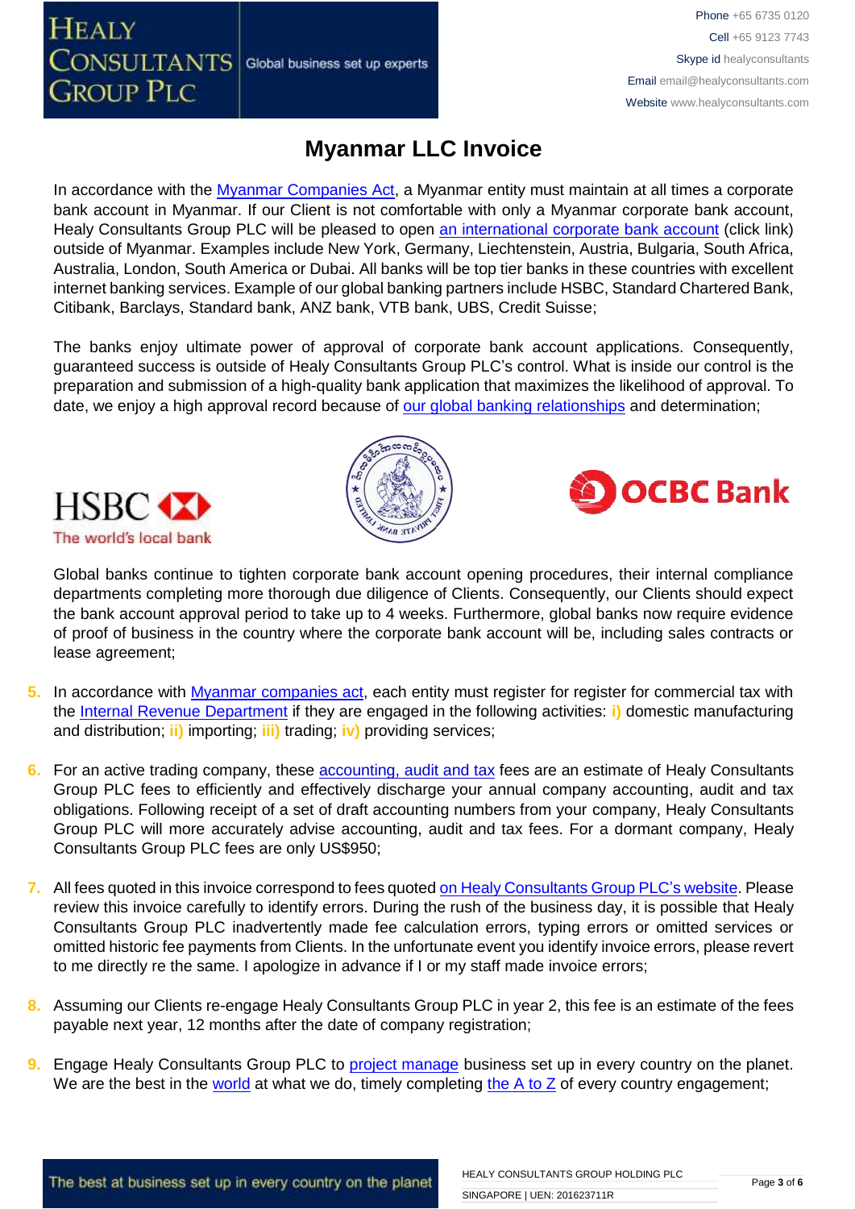# Myanmar LLC Invoice

In accordance with the Myanmar Companies Act, a Myanmar entity must maintain at all times a corporate bank account in Myanmar. If our Client is not comfortable with only a Myanmar corporate bank account, Healy Consultants Group PLC will be pleased to open an international corporate bank account (click link) outside of Myanmar. Examples include New York, Germany, Liechtenstein, Austria, Bulgaria, South Africa, Australia, London, South America or Dubai. All banks will be top tier banks in these countries with excellent internet banking services. Example of our global banking partners include HSBC, Standard Chartered Bank, Citibank, Barclays, Standard bank, ANZ bank, VTB bank, UBS, Credit Suisse;

The banks enjoy ultimate power of approval of corporate bank account applications. Consequently, guaranteed success is outside of Healy Consultants Group PLC's control. What is inside our control is the preparation and submission of a high-quality bank application that maximizes the likelihood of approval. To date, we enjoy a high approval record because of our global banking relationships and determination;

Global banks continue to tighten corporate bank account opening procedures, their internal compliance departments completing more thorough due diligence of Clients. Consequently, our Clients should expect the bank account approval period to take up to 4 weeks. Furthermore, global banks now require evidence of proof of business in the country where the corporate bank account will be, including sales contracts or lease agreement;

5. In accordance with Myanmar companies act, each entity must register for register for commercial tax with the Internal Revenue Department if they are engaged in the following activities: **i)** domestic manufacturing and distribution; **ii)** importing; **iii)** trading; **iv)** providing services;

6. For an active trading company, these accounting, audit and tax fees are an estimate of Healy Consultants Group PLC fees to efficiently and effectively discharge your annual company accounting, audit and tax obligations. Following receipt of a set of draft accounting numbers from your company, Healy Consultants Group PLC will more accurately advise accounting, audit and tax fees. For a dormant company, Healy Consultants Group PLC fees are only US$950;

7. All fees quoted in this invoice correspond to fees quoted on Healy Consultants Group PLC's website. Please review this invoice carefully to identify errors. During the rush of the business day, it is possible that Healy Consultants Group PLC inadvertently made fee calculation errors, typing errors or omitted services or omitted historic fee payments from Clients. In the unfortunate event you identify invoice errors, please revert to me directly re the same. I apologize in advance if I or my staff made invoice errors;

8. Assuming our Clients re-engage Healy Consultants Group PLC in year 2, this fee is an estimate of the fees payable next year, 12 months after the date of company registration;

9. Engage Healy Consultants Group PLC to project manage business set up in every country on the planet. We are the best in the world at what we do, timely completing the A to Z of every country engagement;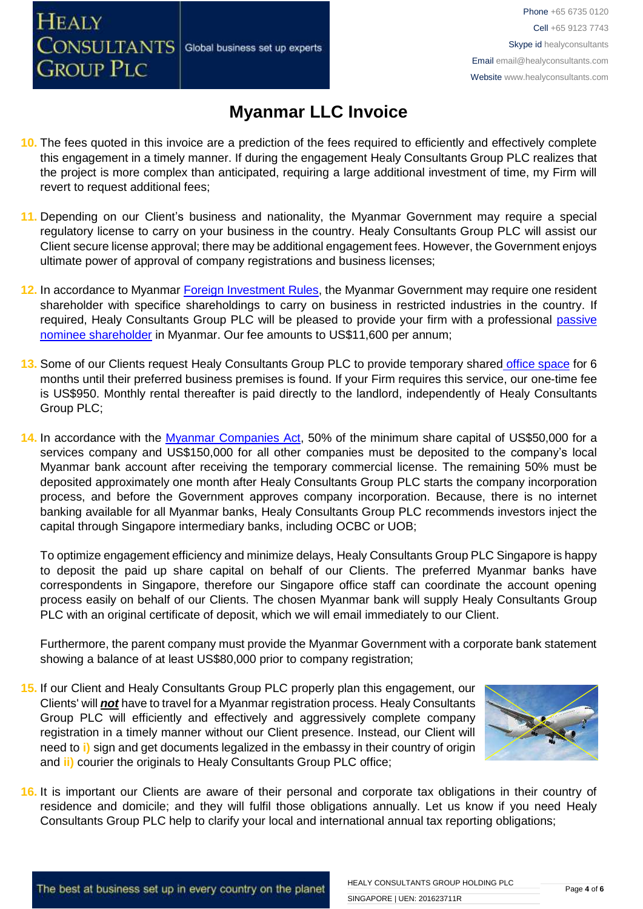# Myanmar LLC Invoice

10. The fees quoted in this invoice are a prediction of the fees required to efficiently and effectively complete this engagement in a timely manner. If during the engagement Healy Consultants Group PLC realizes that the project is more complex than anticipated, requiring a large additional investment of time, my Firm will revert to request additional fees;

11. Depending on our Client's business and nationality, the Myanmar Government may require a special regulatory license to carry on your business in the country. Healy Consultants Group PLC will assist our Client secure license approval; there may be additional engagement fees. However, the Government enjoys ultimate power of approval of company registrations and business licenses;

12. In accordance to Myanmar Foreign Investment Rules, the Myanmar Government may require one resident shareholder with specifice shareholdings to carry on business in restricted industries in the country. If required, Healy Consultants Group PLC will be pleased to provide your firm with a professional passive nominee shareholder in Myanmar. Our fee amounts to US$11,600 per annum;

13. Some of our Clients request Healy Consultants Group PLC to provide temporary shared office space for 6 months until their preferred business premises is found. If your Firm requires this service, our one-time fee is US$950. Monthly rental thereafter is paid directly to the landlord, independently of Healy Consultants Group PLC;

14. In accordance with the Myanmar Companies Act, 50% of the minimum share capital of US$50,000 for a services company and US$150,000 for all other companies must be deposited to the company's local Myanmar bank account after receiving the temporary commercial license. The remaining 50% must be deposited approximately one month after Healy Consultants Group PLC starts the company incorporation process, and before the Government approves company incorporation. Because, there is no internet banking available for all Myanmar banks, Healy Consultants Group PLC recommends investors inject the capital through Singapore intermediary banks, including OCBC or UOB;

   To optimize engagement efficiency and minimize delays, Healy Consultants Group PLC Singapore is happy to deposit the paid up share capital on behalf of our Clients. The preferred Myanmar banks have correspondents in Singapore, therefore our Singapore office staff can coordinate the account opening process easily on behalf of our Clients. The chosen Myanmar bank will supply Healy Consultants Group PLC with an original certificate of deposit, which we will email immediately to our Client.

   Furthermore, the parent company must provide the Myanmar Government with a corporate bank statement showing a balance of at least US$80,000 prior to company registration;

15. If our Client and Healy Consultants Group PLC properly plan this engagement, our Clients' will ***not*** have to travel for a Myanmar registration process. Healy Consultants Group PLC will efficiently and effectively and aggressively complete company registration in a timely manner without our Client presence. Instead, our Client will need to **i)** sign and get documents legalized in the embassy in their country of origin and **ii)** courier the originals to Healy Consultants Group PLC office;

16. It is important our Clients are aware of their personal and corporate tax obligations in their country of residence and domicile; and they will fulfil those obligations annually. Let us know if you need Healy Consultants Group PLC help to clarify your local and international annual tax reporting obligations;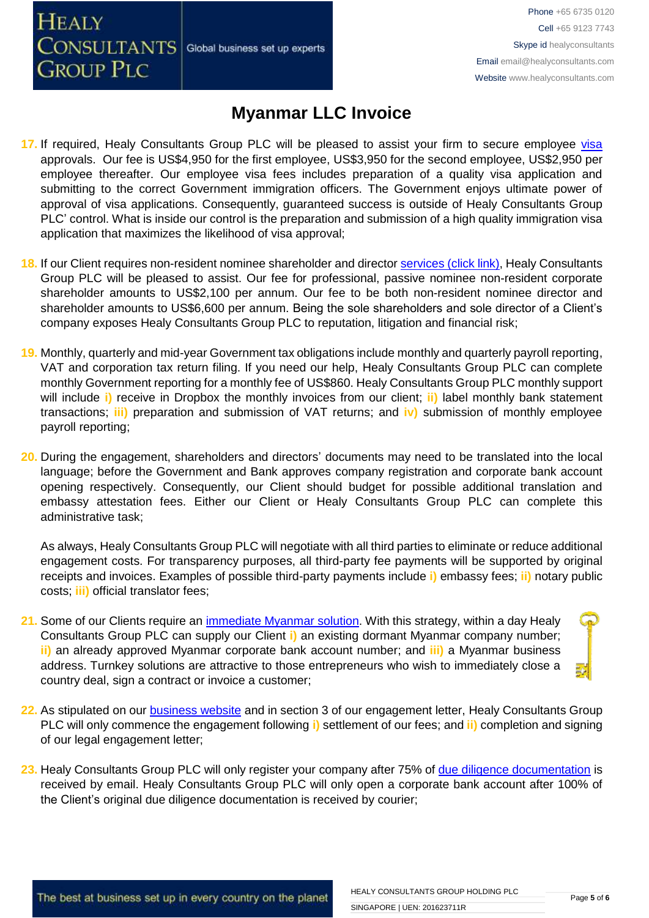# Myanmar LLC Invoice

17. If required, Healy Consultants Group PLC will be pleased to assist your firm to secure employee visa approvals. Our fee is US$4,950 for the first employee, US$3,950 for the second employee, US$2,950 per employee thereafter. Our employee visa fees includes preparation of a quality visa application and submitting to the correct Government immigration officers. The Government enjoys ultimate power of approval of visa applications. Consequently, guaranteed success is outside of Healy Consultants Group PLC' control. What is inside our control is the preparation and submission of a high quality immigration visa application that maximizes the likelihood of visa approval;

18. If our Client requires non-resident nominee shareholder and director services (click link), Healy Consultants Group PLC will be pleased to assist. Our fee for professional, passive nominee non-resident corporate shareholder amounts to US$2,100 per annum. Our fee to be both non-resident nominee director and shareholder amounts to US$6,600 per annum. Being the sole shareholders and sole director of a Client's company exposes Healy Consultants Group PLC to reputation, litigation and financial risk;

19. Monthly, quarterly and mid-year Government tax obligations include monthly and quarterly payroll reporting, VAT and corporation tax return filing. If you need our help, Healy Consultants Group PLC can complete monthly Government reporting for a monthly fee of US$860. Healy Consultants Group PLC monthly support will include i) receive in Dropbox the monthly invoices from our client; ii) label monthly bank statement transactions; iii) preparation and submission of VAT returns; and iv) submission of monthly employee payroll reporting;

20. During the engagement, shareholders and directors' documents may need to be translated into the local language; before the Government and Bank approves company registration and corporate bank account opening respectively. Consequently, our Client should budget for possible additional translation and embassy attestation fees. Either our Client or Healy Consultants Group PLC can complete this administrative task;

    As always, Healy Consultants Group PLC will negotiate with all third parties to eliminate or reduce additional engagement costs. For transparency purposes, all third-party fee payments will be supported by original receipts and invoices. Examples of possible third-party payments include i) embassy fees; ii) notary public costs; iii) official translator fees;

21. Some of our Clients require an immediate Myanmar solution. With this strategy, within a day Healy Consultants Group PLC can supply our Client i) an existing dormant Myanmar company number; ii) an already approved Myanmar corporate bank account number; and iii) a Myanmar business address. Turnkey solutions are attractive to those entrepreneurs who wish to immediately close a country deal, sign a contract or invoice a customer;

22. As stipulated on our business website and in section 3 of our engagement letter, Healy Consultants Group PLC will only commence the engagement following i) settlement of our fees; and ii) completion and signing of our legal engagement letter;

23. Healy Consultants Group PLC will only register your company after 75% of due diligence documentation is received by email. Healy Consultants Group PLC will only open a corporate bank account after 100% of the Client's original due diligence documentation is received by courier;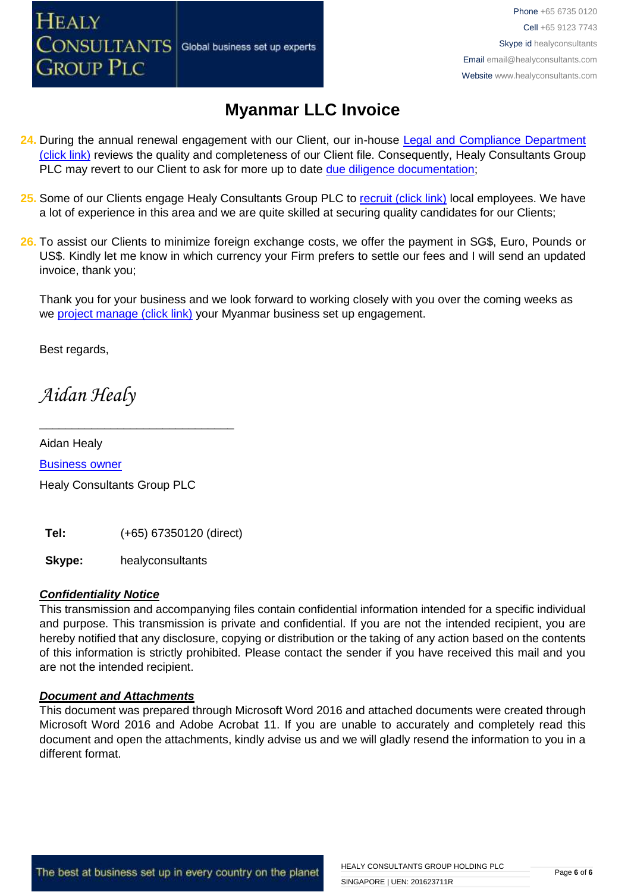# Myanmar LLC Invoice

24. During the annual renewal engagement with our Client, our in-house Legal and Compliance Department (click link) reviews the quality and completeness of our Client file. Consequently, Healy Consultants Group PLC may revert to our Client to ask for more up to date due diligence documentation;

25. Some of our Clients engage Healy Consultants Group PLC to recruit (click link) local employees. We have a lot of experience in this area and we are quite skilled at securing quality candidates for our Clients;

26. To assist our Clients to minimize foreign exchange costs, we offer the payment in SG$, Euro, Pounds or US$. Kindly let me know in which currency your Firm prefers to settle our fees and I will send an updated invoice, thank you;

Thank you for your business and we look forward to working closely with you over the coming weeks as we project manage (click link) your Myanmar business set up engagement.

Best regards,

*Aidan Healy*

______________________________

Aidan Healy

Business owner

Healy Consultants Group PLC

**Tel:** (+65) 67350120 (direct)

**Skype:** healyconsultants

***Confidentiality Notice***

This transmission and accompanying files contain confidential information intended for a specific individual and purpose. This transmission is private and confidential. If you are not the intended recipient, you are hereby notified that any disclosure, copying or distribution or the taking of any action based on the contents of this information is strictly prohibited. Please contact the sender if you have received this mail and you are not the intended recipient.

***Document and Attachments***

This document was prepared through Microsoft Word 2016 and attached documents were created through Microsoft Word 2016 and Adobe Acrobat 11. If you are unable to accurately and completely read this document and open the attachments, kindly advise us and we will gladly resend the information to you in a different format.